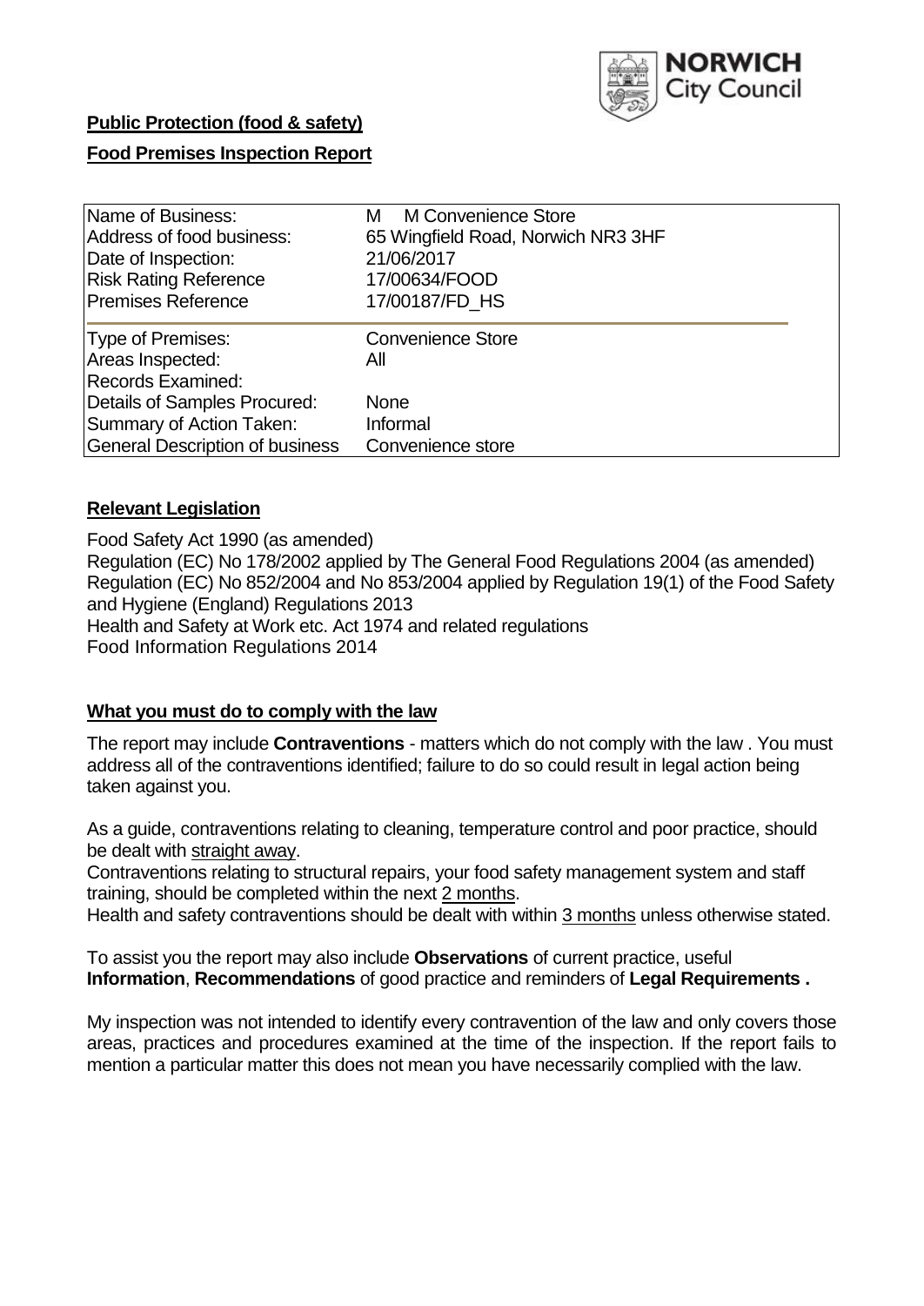NORWICH City Council

**Public Protection (food & safety)**

**Food Premises Inspection Report**

| Name of Business: | M M Convenience Store |
|---|---|
| Address of food business: | 65 Wingfield Road, Norwich NR3 3HF |
| Date of Inspection: | 21/06/2017 |
| Risk Rating Reference | 17/00634/FOOD |
| Premises Reference | 17/00187/FD_HS |
| Type of Premises: | Convenience Store |
| Areas Inspected: | All |
| Records Examined: | |
| Details of Samples Procured: | None |
| Summary of Action Taken: | Informal |
| General Description of business | Convenience store |

**Relevant Legislation**

Food Safety Act 1990 (as amended)
Regulation (EC) No 178/2002 applied by The General Food Regulations 2004 (as amended)
Regulation (EC) No 852/2004 and No 853/2004 applied by Regulation 19(1) of the Food Safety and Hygiene (England) Regulations 2013
Health and Safety at Work etc. Act 1974 and related regulations
Food Information Regulations 2014

**What you must do to comply with the law**

The report may include **Contraventions** - matters which do not comply with the law . You must address all of the contraventions identified; failure to do so could result in legal action being taken against you.

As a guide, contraventions relating to cleaning, temperature control and poor practice, should be dealt with straight away.
Contraventions relating to structural repairs, your food safety management system and staff training, should be completed within the next 2 months.
Health and safety contraventions should be dealt with within 3 months unless otherwise stated.

To assist you the report may also include **Observations** of current practice, useful **Information**, **Recommendations** of good practice and reminders of **Legal Requirements .**

My inspection was not intended to identify every contravention of the law and only covers those areas, practices and procedures examined at the time of the inspection. If the report fails to mention a particular matter this does not mean you have necessarily complied with the law.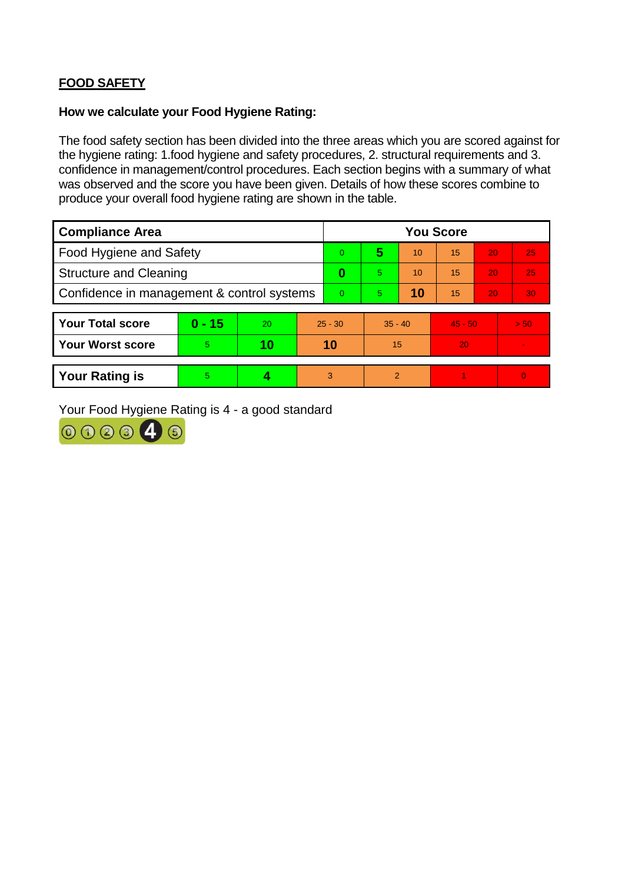**FOOD SAFETY**

**How we calculate your Food Hygiene Rating:**

The food safety section has been divided into the three areas which you are scored against for the hygiene rating: 1.food hygiene and safety procedures, 2. structural requirements and 3. confidence in management/control procedures. Each section begins with a summary of what was observed and the score you have been given. Details of how these scores combine to produce your overall food hygiene rating are shown in the table.

| Compliance Area | You Score | | | | | |
|---|---|---|---|---|---|---|
| Food Hygiene and Safety | 0 | **5** | 10 | 15 | 20 | 25 |
| Structure and Cleaning | **0** | 5 | 10 | 15 | 20 | 25 |
| Confidence in management & control systems | 0 | 5 | **10** | 15 | 20 | 30 |

| | | | | | | |
|---|---|---|---|---|---|---|
| **Your Total score** | **0 - 15** | 20 | 25 - 30 | 35 - 40 | 45 - 50 | > 50 |
| **Your Worst score** | 5 | **10** | **10** | 15 | 20 | - |
| **Your Rating is** | 5 | **4** | 3 | 2 | 1 | 0 |

Your Food Hygiene Rating is 4 - a good standard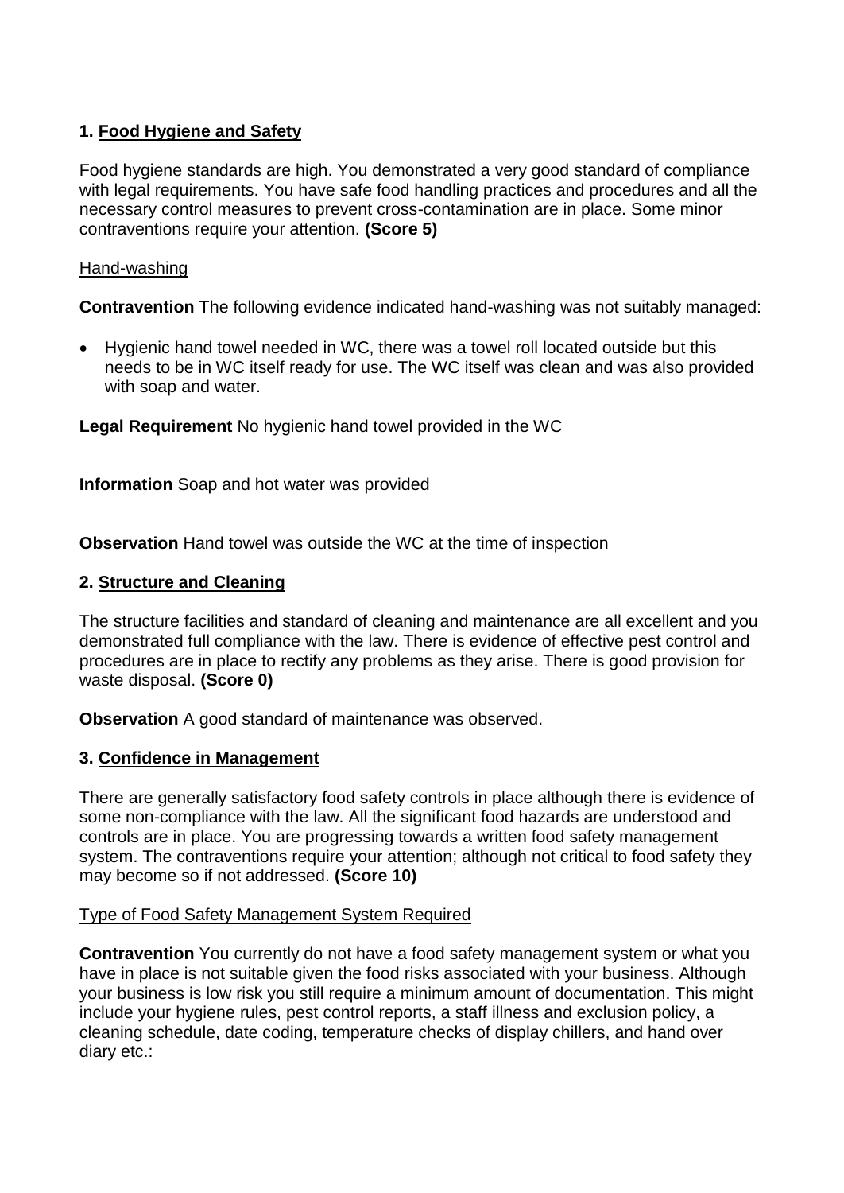## 1. Food Hygiene and Safety

Food hygiene standards are high. You demonstrated a very good standard of compliance with legal requirements. You have safe food handling practices and procedures and all the necessary control measures to prevent cross-contamination are in place. Some minor contraventions require your attention. **(Score 5)**

### Hand-washing

**Contravention** The following evidence indicated hand-washing was not suitably managed:

- Hygienic hand towel needed in WC, there was a towel roll located outside but this needs to be in WC itself ready for use. The WC itself was clean and was also provided with soap and water.

**Legal Requirement** No hygienic hand towel provided in the WC

**Information** Soap and hot water was provided

**Observation** Hand towel was outside the WC at the time of inspection

## 2. Structure and Cleaning

The structure facilities and standard of cleaning and maintenance are all excellent and you demonstrated full compliance with the law. There is evidence of effective pest control and procedures are in place to rectify any problems as they arise. There is good provision for waste disposal. **(Score 0)**

**Observation** A good standard of maintenance was observed.

## 3. Confidence in Management

There are generally satisfactory food safety controls in place although there is evidence of some non-compliance with the law. All the significant food hazards are understood and controls are in place. You are progressing towards a written food safety management system. The contraventions require your attention; although not critical to food safety they may become so if not addressed. **(Score 10)**

### Type of Food Safety Management System Required

**Contravention** You currently do not have a food safety management system or what you have in place is not suitable given the food risks associated with your business. Although your business is low risk you still require a minimum amount of documentation. This might include your hygiene rules, pest control reports, a staff illness and exclusion policy, a cleaning schedule, date coding, temperature checks of display chillers, and hand over diary etc.: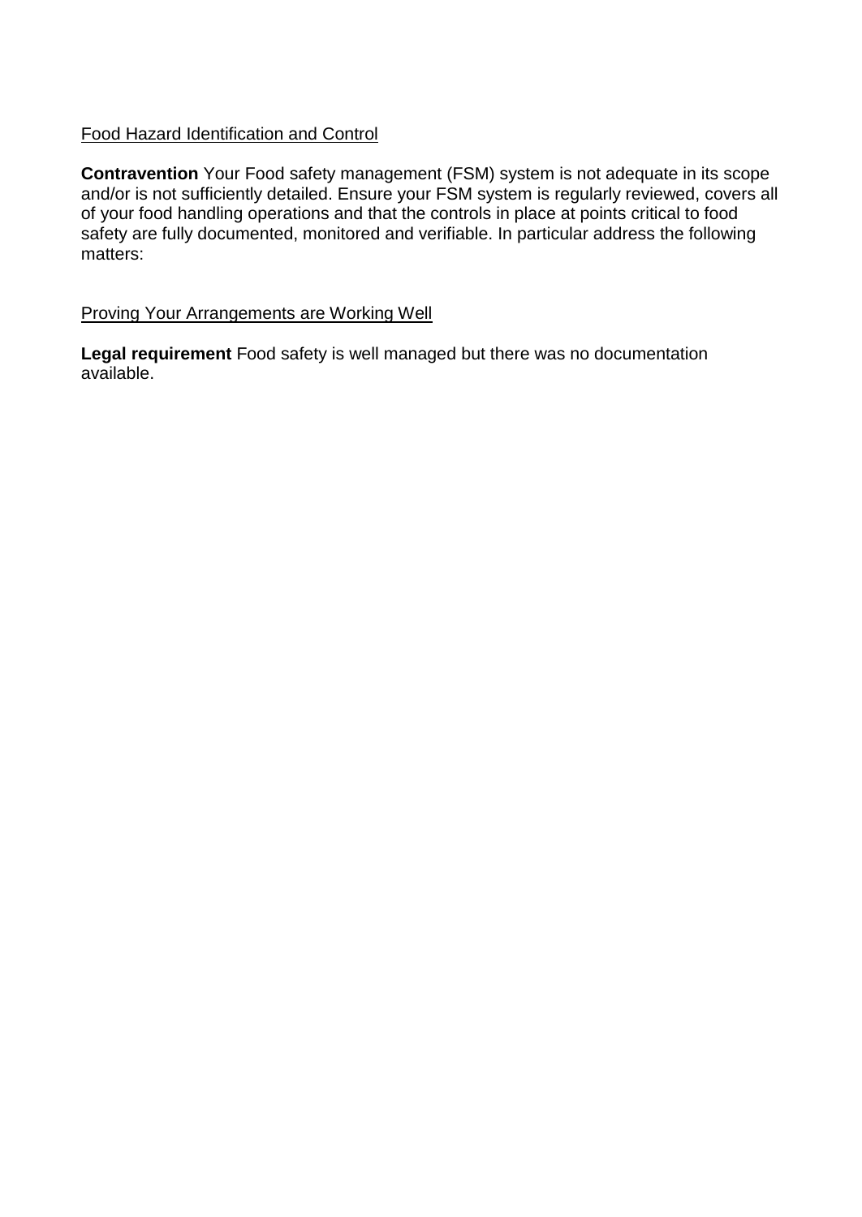## Food Hazard Identification and Control

**Contravention** Your Food safety management (FSM) system is not adequate in its scope and/or is not sufficiently detailed. Ensure your FSM system is regularly reviewed, covers all of your food handling operations and that the controls in place at points critical to food safety are fully documented, monitored and verifiable. In particular address the following matters:

## Proving Your Arrangements are Working Well

**Legal requirement** Food safety is well managed but there was no documentation available.